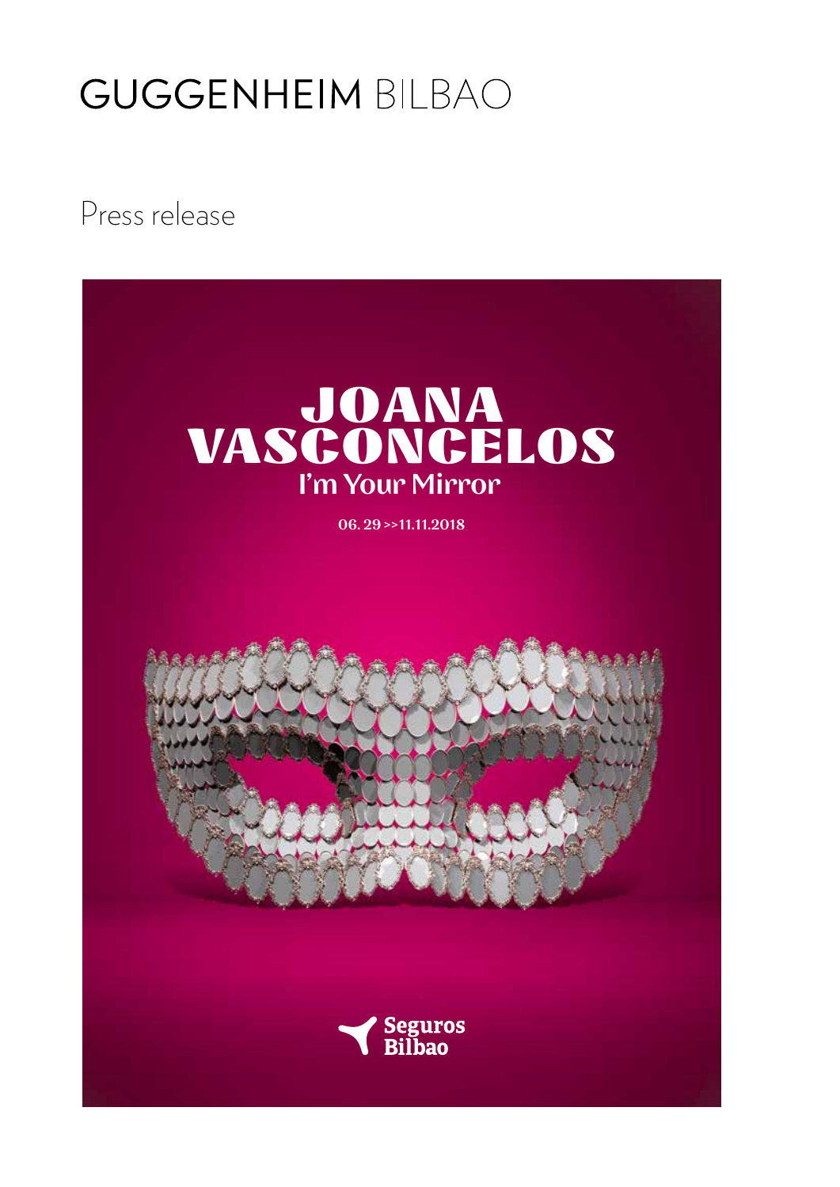# GUGGENHEIM BILBAO

Press release

# JOANA VASCONCELOS

## I'm Your Mirror

06. 29 >>11.11.2018

Seguros Bilbao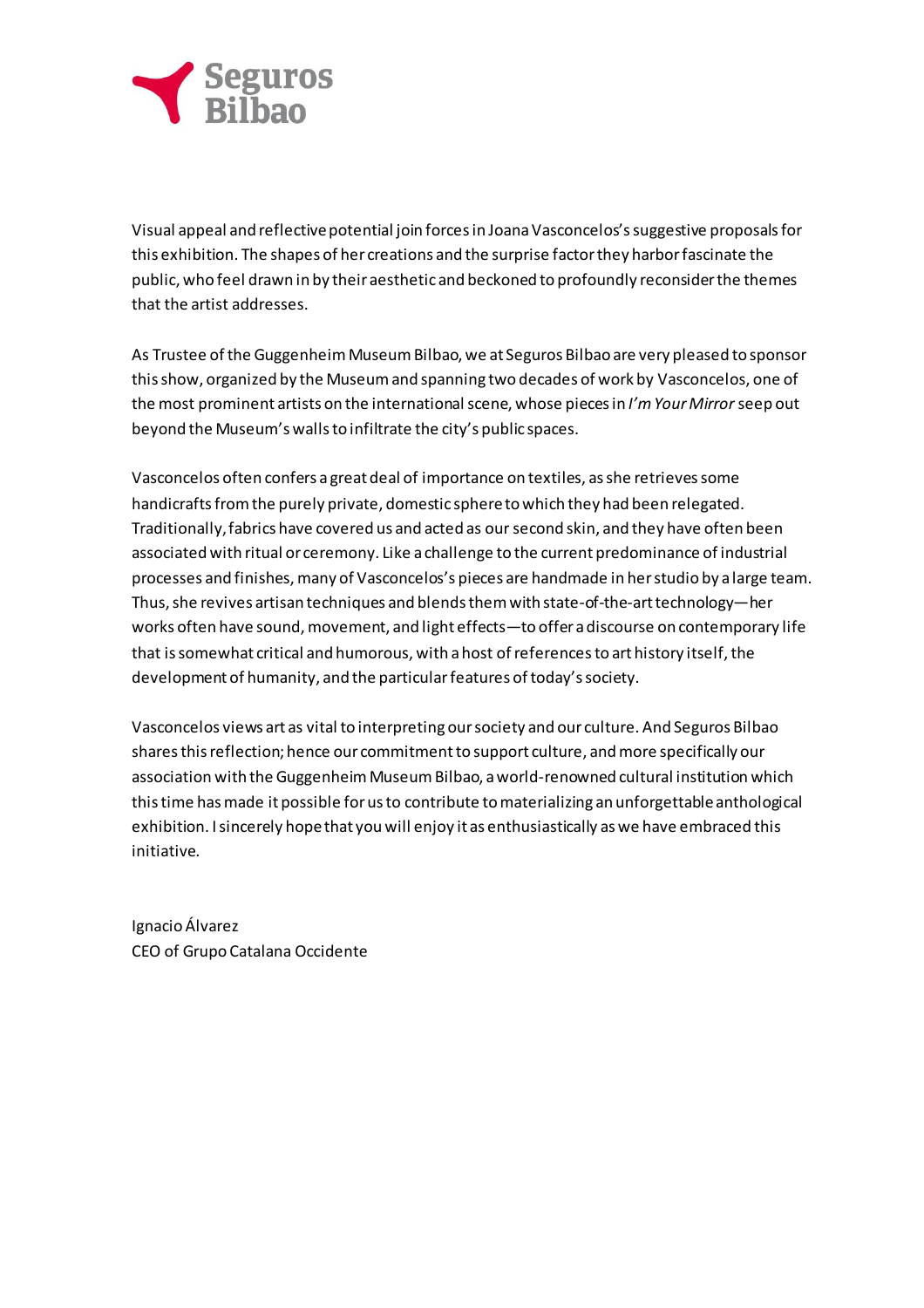Visual appeal and reflective potential join forces in Joana Vasconcelos's suggestive proposals for this exhibition. The shapes of her creations and the surprise factor they harbor fascinate the public, who feel drawn in by their aesthetic and beckoned to profoundly reconsider the themes that the artist addresses.

As Trustee of the Guggenheim Museum Bilbao, we at Seguros Bilbao are very pleased to sponsor this show, organized by the Museum and spanning two decades of work by Vasconcelos, one of the most prominent artists on the international scene, whose pieces in *I'm Your Mirror* seep out beyond the Museum's walls to infiltrate the city's public spaces.

Vasconcelos often confers a great deal of importance on textiles, as she retrieves some handicrafts from the purely private, domestic sphere to which they had been relegated. Traditionally, fabrics have covered us and acted as our second skin, and they have often been associated with ritual or ceremony. Like a challenge to the current predominance of industrial processes and finishes, many of Vasconcelos's pieces are handmade in her studio by a large team. Thus, she revives artisan techniques and blends them with state-of-the-art technology—her works often have sound, movement, and light effects—to offer a discourse on contemporary life that is somewhat critical and humorous, with a host of references to art history itself, the development of humanity, and the particular features of today's society.

Vasconcelos views art as vital to interpreting our society and our culture. And Seguros Bilbao shares this reflection; hence our commitment to support culture, and more specifically our association with the Guggenheim Museum Bilbao, a world-renowned cultural institution which this time has made it possible for us to contribute to materializing an unforgettable anthological exhibition. I sincerely hope that you will enjoy it as enthusiastically as we have embraced this initiative.

Ignacio Álvarez
CEO of Grupo Catalana Occidente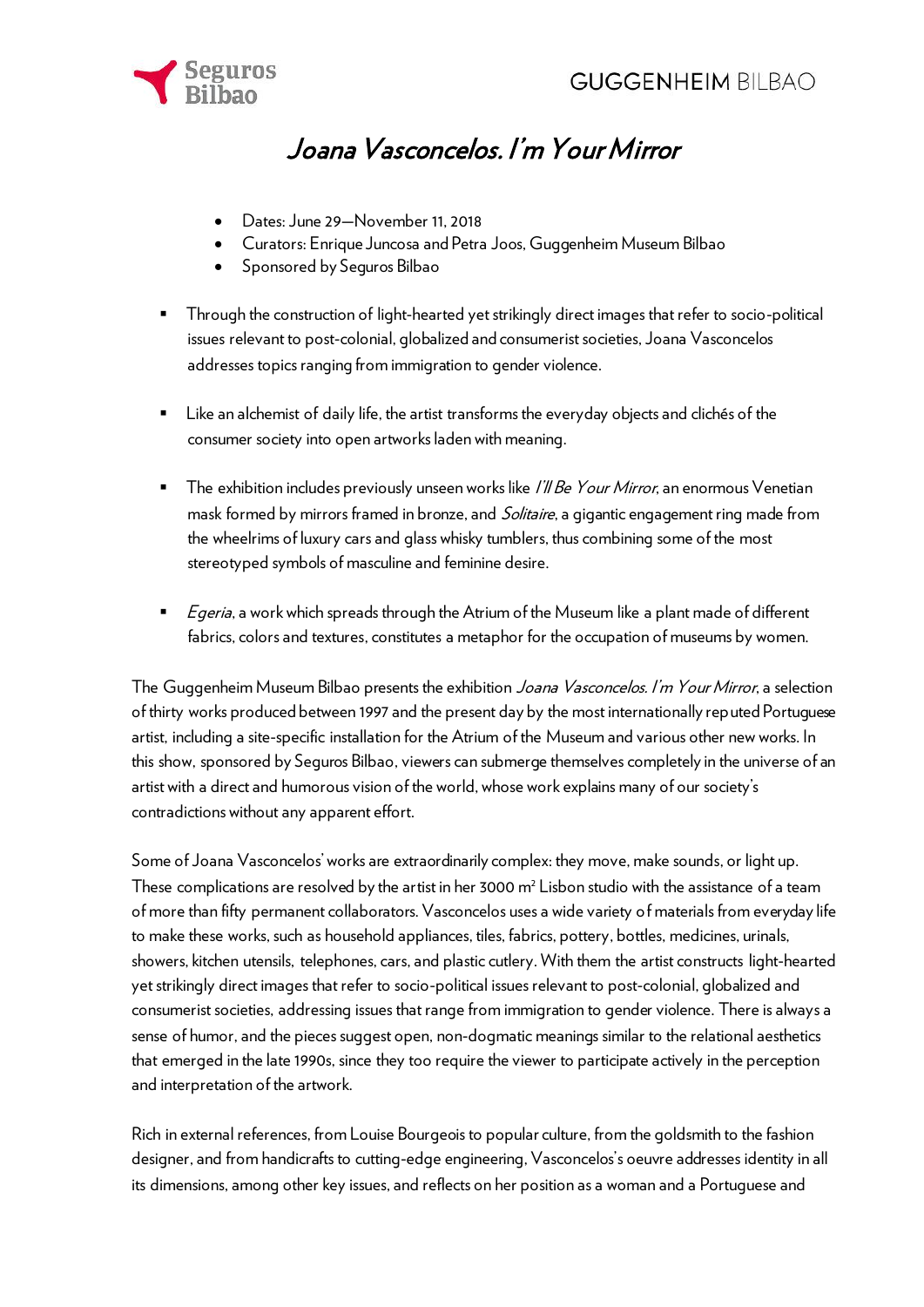# *Joana Vasconcelos. I'm Your Mirror*

- Dates: June 29—November 11, 2018
- Curators: Enrique Juncosa and Petra Joos, Guggenheim Museum Bilbao
- Sponsored by Seguros Bilbao

▪ Through the construction of light-hearted yet strikingly direct images that refer to socio-political issues relevant to post-colonial, globalized and consumerist societies, Joana Vasconcelos addresses topics ranging from immigration to gender violence.

▪ Like an alchemist of daily life, the artist transforms the everyday objects and clichés of the consumer society into open artworks laden with meaning.

▪ The exhibition includes previously unseen works like *I'll Be Your Mirror*, an enormous Venetian mask formed by mirrors framed in bronze, and *Solitaire*, a gigantic engagement ring made from the wheelrims of luxury cars and glass whisky tumblers, thus combining some of the most stereotyped symbols of masculine and feminine desire.

▪ *Egeria*, a work which spreads through the Atrium of the Museum like a plant made of different fabrics, colors and textures, constitutes a metaphor for the occupation of museums by women.

The Guggenheim Museum Bilbao presents the exhibition *Joana Vasconcelos. I'm Your Mirror*, a selection of thirty works produced between 1997 and the present day by the most internationally reputed Portuguese artist, including a site-specific installation for the Atrium of the Museum and various other new works. In this show, sponsored by Seguros Bilbao, viewers can submerge themselves completely in the universe of an artist with a direct and humorous vision of the world, whose work explains many of our society's contradictions without any apparent effort.

Some of Joana Vasconcelos' works are extraordinarily complex: they move, make sounds, or light up. These complications are resolved by the artist in her 3000 m² Lisbon studio with the assistance of a team of more than fifty permanent collaborators. Vasconcelos uses a wide variety of materials from everyday life to make these works, such as household appliances, tiles, fabrics, pottery, bottles, medicines, urinals, showers, kitchen utensils, telephones, cars, and plastic cutlery. With them the artist constructs light-hearted yet strikingly direct images that refer to socio-political issues relevant to post-colonial, globalized and consumerist societies, addressing issues that range from immigration to gender violence. There is always a sense of humor, and the pieces suggest open, non-dogmatic meanings similar to the relational aesthetics that emerged in the late 1990s, since they too require the viewer to participate actively in the perception and interpretation of the artwork.

Rich in external references, from Louise Bourgeois to popular culture, from the goldsmith to the fashion designer, and from handicrafts to cutting-edge engineering, Vasconcelos's oeuvre addresses identity in all its dimensions, among other key issues, and reflects on her position as a woman and a Portuguese and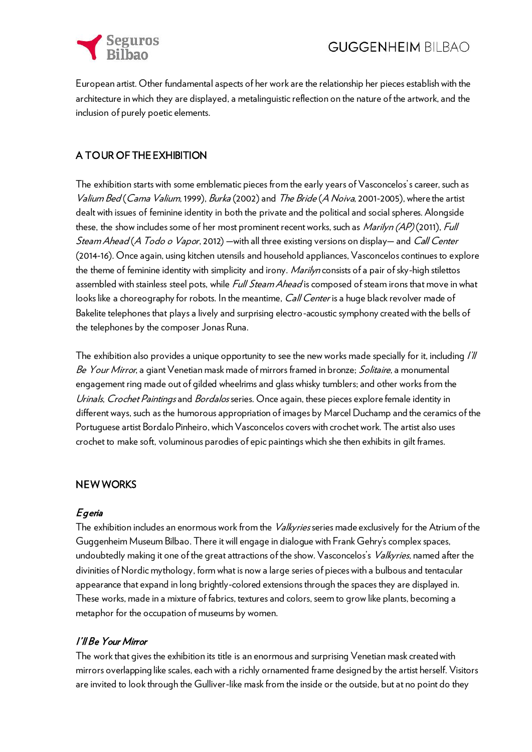European artist. Other fundamental aspects of her work are the relationship her pieces establish with the architecture in which they are displayed, a metalinguistic reflection on the nature of the artwork, and the inclusion of purely poetic elements.

## A TOUR OF THE EXHIBITION

The exhibition starts with some emblematic pieces from the early years of Vasconcelos's career, such as *Valium Bed* (*Cama Valium*, 1999), *Burka* (2002) and *The Bride* (*A Noiva*, 2001-2005), where the artist dealt with issues of feminine identity in both the private and the political and social spheres. Alongside these, the show includes some of her most prominent recent works, such as *Marilyn (AP)* (2011), *Full Steam Ahead* (*A Todo o Vapor*, 2012) —with all three existing versions on display— and *Call Center* (2014-16). Once again, using kitchen utensils and household appliances, Vasconcelos continues to explore the theme of feminine identity with simplicity and irony. *Marilyn* consists of a pair of sky-high stilettos assembled with stainless steel pots, while *Full Steam Ahead* is composed of steam irons that move in what looks like a choreography for robots. In the meantime, *Call Center* is a huge black revolver made of Bakelite telephones that plays a lively and surprising electro-acoustic symphony created with the bells of the telephones by the composer Jonas Runa.

The exhibition also provides a unique opportunity to see the new works made specially for it, including *I'll Be Your Mirror*, a giant Venetian mask made of mirrors framed in bronze; *Solitaire*, a monumental engagement ring made out of gilded wheelrims and glass whisky tumblers; and other works from the *Urinals*, *Crochet Paintings* and *Bordalos* series. Once again, these pieces explore female identity in different ways, such as the humorous appropriation of images by Marcel Duchamp and the ceramics of the Portuguese artist Bordalo Pinheiro, which Vasconcelos covers with crochet work. The artist also uses crochet to make soft, voluminous parodies of epic paintings which she then exhibits in gilt frames.

## NEW WORKS

### *Egeria*

The exhibition includes an enormous work from the *Valkyries* series made exclusively for the Atrium of the Guggenheim Museum Bilbao. There it will engage in dialogue with Frank Gehry's complex spaces, undoubtedly making it one of the great attractions of the show. Vasconcelos's *Valkyries*, named after the divinities of Nordic mythology, form what is now a large series of pieces with a bulbous and tentacular appearance that expand in long brightly-colored extensions through the spaces they are displayed in. These works, made in a mixture of fabrics, textures and colors, seem to grow like plants, becoming a metaphor for the occupation of museums by women.

### *I'll Be Your Mirror*

The work that gives the exhibition its title is an enormous and surprising Venetian mask created with mirrors overlapping like scales, each with a richly ornamented frame designed by the artist herself. Visitors are invited to look through the Gulliver-like mask from the inside or the outside, but at no point do they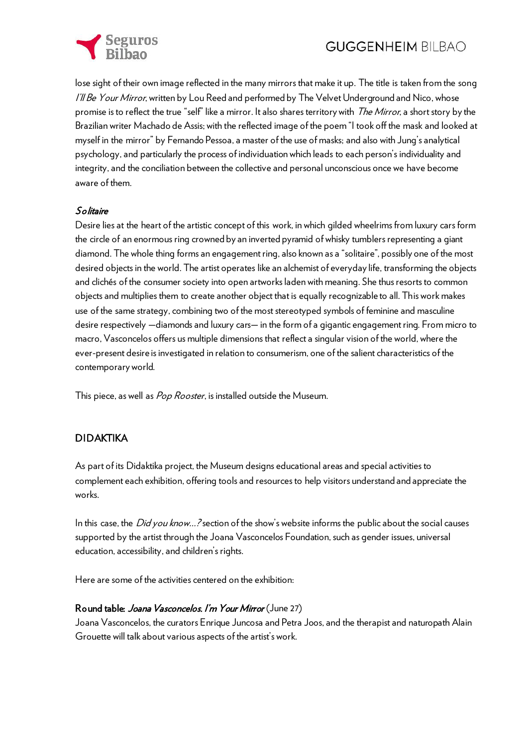lose sight of their own image reflected in the many mirrors that make it up. The title is taken from the song *I'll Be Your Mirror*, written by Lou Reed and performed by The Velvet Underground and Nico, whose promise is to reflect the true "self" like a mirror. It also shares territory with *The Mirror*, a short story by the Brazilian writer Machado de Assis; with the reflected image of the poem "I took off the mask and looked at myself in the mirror" by Fernando Pessoa, a master of the use of masks; and also with Jung's analytical psychology, and particularly the process of individuation which leads to each person's individuality and integrity, and the conciliation between the collective and personal unconscious once we have become aware of them.

***Solitaire***

Desire lies at the heart of the artistic concept of this work, in which gilded wheelrims from luxury cars form the circle of an enormous ring crowned by an inverted pyramid of whisky tumblers representing a giant diamond. The whole thing forms an engagement ring, also known as a "solitaire", possibly one of the most desired objects in the world. The artist operates like an alchemist of everyday life, transforming the objects and clichés of the consumer society into open artworks laden with meaning. She thus resorts to common objects and multiplies them to create another object that is equally recognizable to all. This work makes use of the same strategy, combining two of the most stereotyped symbols of feminine and masculine desire respectively —diamonds and luxury cars— in the form of a gigantic engagement ring. From micro to macro, Vasconcelos offers us multiple dimensions that reflect a singular vision of the world, where the ever-present desire is investigated in relation to consumerism, one of the salient characteristics of the contemporary world.

This piece, as well as *Pop Rooster*, is installed outside the Museum.

## DIDAKTIKA

As part of its Didaktika project, the Museum designs educational areas and special activities to complement each exhibition, offering tools and resources to help visitors understand and appreciate the works.

In this case, the *Did you know…?* section of the show's website informs the public about the social causes supported by the artist through the Joana Vasconcelos Foundation, such as gender issues, universal education, accessibility, and children's rights.

Here are some of the activities centered on the exhibition:

**Round table: *Joana Vasconcelos. I'm Your Mirror*** (June 27)

Joana Vasconcelos, the curators Enrique Juncosa and Petra Joos, and the therapist and naturopath Alain Grouette will talk about various aspects of the artist's work.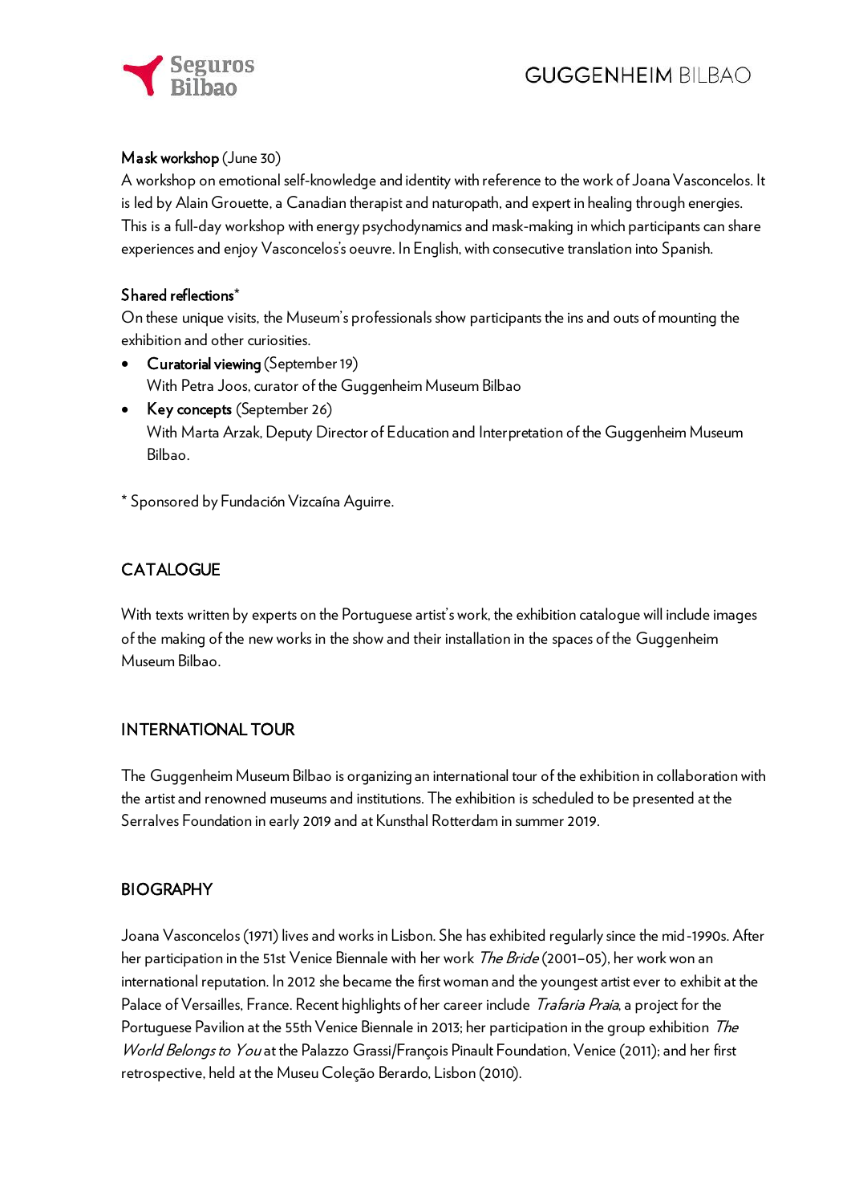**Mask workshop** (June 30)
A workshop on emotional self-knowledge and identity with reference to the work of Joana Vasconcelos. It is led by Alain Grouette, a Canadian therapist and naturopath, and expert in healing through energies. This is a full-day workshop with energy psychodynamics and mask-making in which participants can share experiences and enjoy Vasconcelos's oeuvre. In English, with consecutive translation into Spanish.

**Shared reflections***
On these unique visits, the Museum's professionals show participants the ins and outs of mounting the exhibition and other curiosities.

- **Curatorial viewing** (September 19)
  With Petra Joos, curator of the Guggenheim Museum Bilbao
- **Key concepts** (September 26)
  With Marta Arzak, Deputy Director of Education and Interpretation of the Guggenheim Museum Bilbao.

* Sponsored by Fundación Vizcaína Aguirre.

## CATALOGUE

With texts written by experts on the Portuguese artist's work, the exhibition catalogue will include images of the making of the new works in the show and their installation in the spaces of the Guggenheim Museum Bilbao.

## INTERNATIONAL TOUR

The Guggenheim Museum Bilbao is organizing an international tour of the exhibition in collaboration with the artist and renowned museums and institutions. The exhibition is scheduled to be presented at the Serralves Foundation in early 2019 and at Kunsthal Rotterdam in summer 2019.

## BIOGRAPHY

Joana Vasconcelos (1971) lives and works in Lisbon. She has exhibited regularly since the mid-1990s. After her participation in the 51st Venice Biennale with her work *The Bride* (2001–05), her work won an international reputation. In 2012 she became the first woman and the youngest artist ever to exhibit at the Palace of Versailles, France. Recent highlights of her career include *Trafaria Praia*, a project for the Portuguese Pavilion at the 55th Venice Biennale in 2013; her participation in the group exhibition *The World Belongs to You* at the Palazzo Grassi/François Pinault Foundation, Venice (2011); and her first retrospective, held at the Museu Coleção Berardo, Lisbon (2010).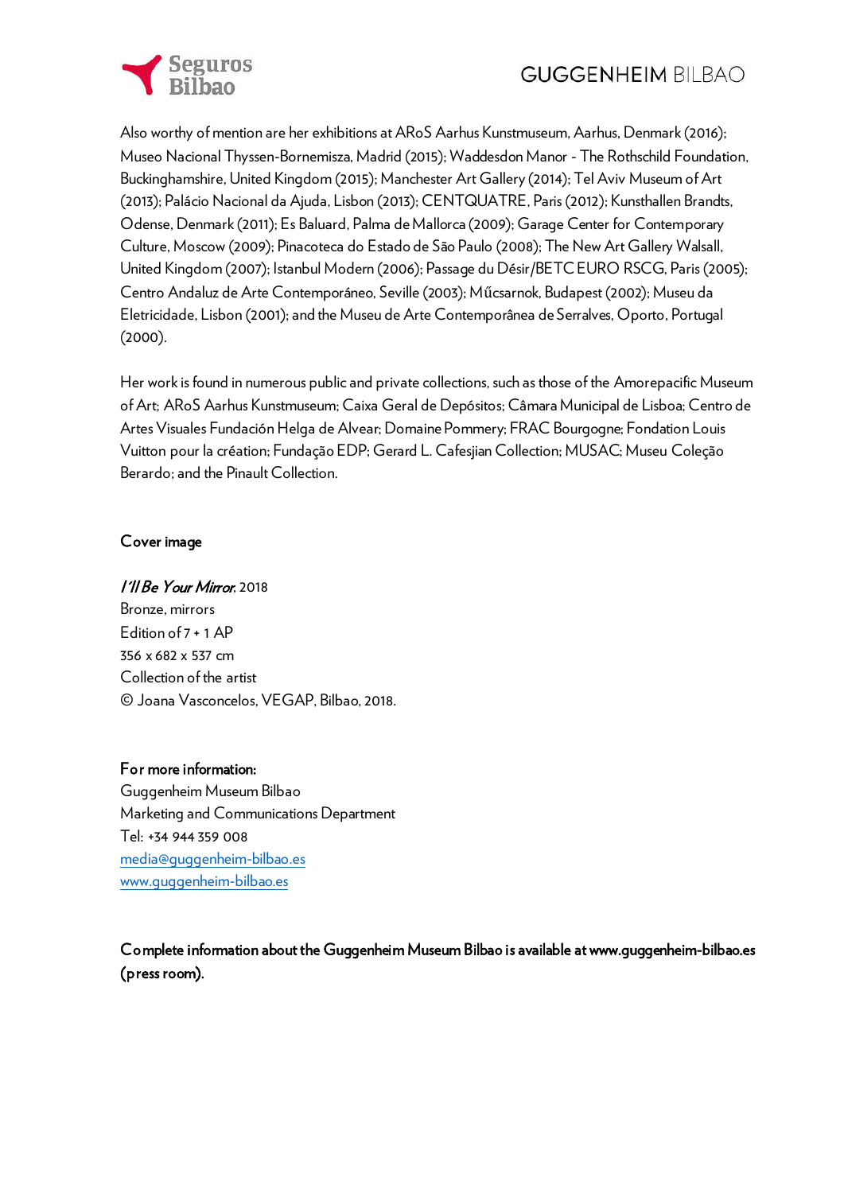Also worthy of mention are her exhibitions at ARoS Aarhus Kunstmuseum, Aarhus, Denmark (2016); Museo Nacional Thyssen-Bornemisza, Madrid (2015); Waddesdon Manor - The Rothschild Foundation, Buckinghamshire, United Kingdom (2015); Manchester Art Gallery (2014); Tel Aviv Museum of Art (2013); Palácio Nacional da Ajuda, Lisbon (2013); CENTQUATRE, Paris (2012); Kunsthallen Brandts, Odense, Denmark (2011); Es Baluard, Palma de Mallorca (2009); Garage Center for Contemporary Culture, Moscow (2009); Pinacoteca do Estado de São Paulo (2008); The New Art Gallery Walsall, United Kingdom (2007); Istanbul Modern (2006); Passage du Désir/BETC EURO RSCG, Paris (2005); Centro Andaluz de Arte Contemporáneo, Seville (2003); Műcsarnok, Budapest (2002); Museu da Eletricidade, Lisbon (2001); and the Museu de Arte Contemporânea de Serralves, Oporto, Portugal (2000).

Her work is found in numerous public and private collections, such as those of the Amorepacific Museum of Art; ARoS Aarhus Kunstmuseum; Caixa Geral de Depósitos; Câmara Municipal de Lisboa; Centro de Artes Visuales Fundación Helga de Alvear; Domaine Pommery; FRAC Bourgogne; Fondation Louis Vuitton pour la création; Fundação EDP; Gerard L. Cafesjian Collection; MUSAC; Museu Coleção Berardo; and the Pinault Collection.

**Cover image**

*I'll Be Your Mirror*, 2018
Bronze, mirrors
Edition of 7 + 1 AP
356 x 682 x 537 cm
Collection of the artist
© Joana Vasconcelos, VEGAP, Bilbao, 2018.

**For more information:**
Guggenheim Museum Bilbao
Marketing and Communications Department
Tel: +34 944 359 008
media@guggenheim-bilbao.es
www.guggenheim-bilbao.es

**Complete information about the Guggenheim Museum Bilbao is available at www.guggenheim-bilbao.es (press room).**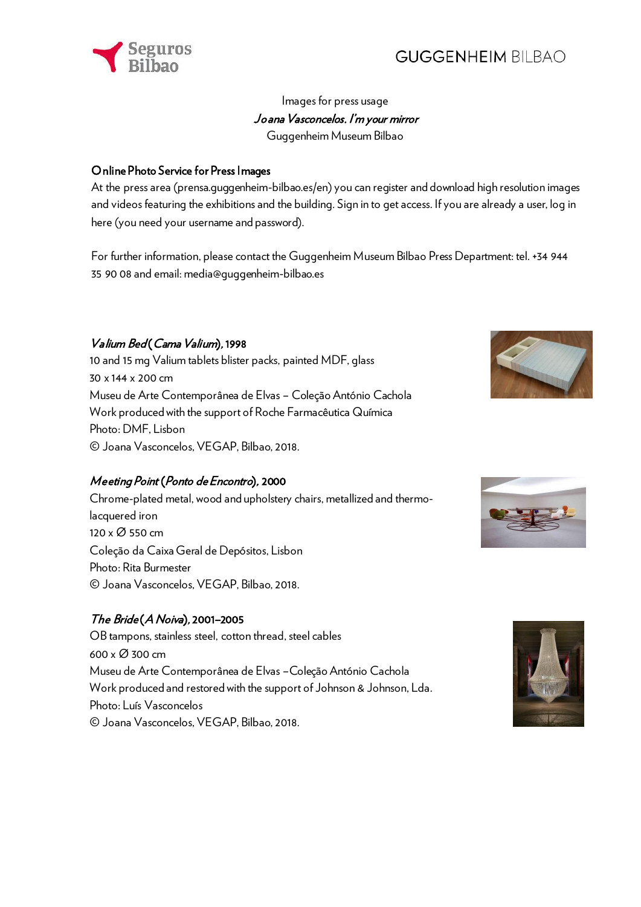Images for press usage

*Joana Vasconcelos. I'm your mirror*

Guggenheim Museum Bilbao

**Online Photo Service for Press Images**

At the press area (prensa.guggenheim-bilbao.es/en) you can register and download high resolution images and videos featuring the exhibitions and the building. Sign in to get access. If you are already a user, log in here (you need your username and password).

For further information, please contact the Guggenheim Museum Bilbao Press Department: tel. +34 944 35 90 08 and email: media@guggenheim-bilbao.es

***Valium Bed* (*Cama Valium*), 1998**

10 and 15 mg Valium tablets blister packs, painted MDF, glass

30 x 144 x 200 cm

Museu de Arte Contemporânea de Elvas – Coleção António Cachola

Work produced with the support of Roche Farmacêutica Química

Photo: DMF, Lisbon

© Joana Vasconcelos, VEGAP, Bilbao, 2018.

***Meeting Point* (*Ponto de Encontro*), 2000**

Chrome-plated metal, wood and upholstery chairs, metallized and thermo-lacquered iron

120 x Ø 550 cm

Coleção da Caixa Geral de Depósitos, Lisbon

Photo: Rita Burmester

© Joana Vasconcelos, VEGAP, Bilbao, 2018.

***The Bride* (*A Noiva*), 2001–2005**

OB tampons, stainless steel, cotton thread, steel cables

600 x Ø 300 cm

Museu de Arte Contemporânea de Elvas –Coleção António Cachola

Work produced and restored with the support of Johnson & Johnson, Lda.

Photo: Luís Vasconcelos

© Joana Vasconcelos, VEGAP, Bilbao, 2018.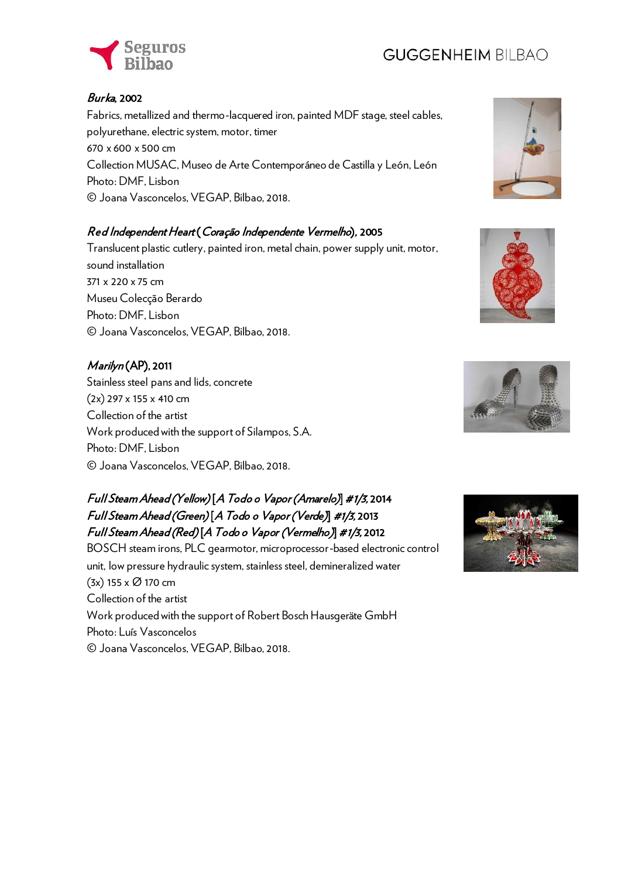*Burka*, 2002
Fabrics, metallized and thermo-lacquered iron, painted MDF stage, steel cables, polyurethane, electric system, motor, timer
670 x 600 x 500 cm
Collection MUSAC, Museo de Arte Contemporáneo de Castilla y León, León
Photo: DMF, Lisbon
© Joana Vasconcelos, VEGAP, Bilbao, 2018.

*Red Independent Heart* (*Coração Independente Vermelho*), 2005
Translucent plastic cutlery, painted iron, metal chain, power supply unit, motor, sound installation
371 x 220 x 75 cm
Museu Colecção Berardo
Photo: DMF, Lisbon
© Joana Vasconcelos, VEGAP, Bilbao, 2018.

*Marilyn* (AP), 2011
Stainless steel pans and lids, concrete
(2x) 297 x 155 x 410 cm
Collection of the artist
Work produced with the support of Silampos, S.A.
Photo: DMF, Lisbon
© Joana Vasconcelos, VEGAP, Bilbao, 2018.

*Full Steam Ahead (Yellow)* [*A Todo o Vapor (Amarelo)*] *#1/3*, 2014
*Full Steam Ahead (Green)* [*A Todo o Vapor (Verde)*] *#1/3*, 2013
*Full Steam Ahead (Red)* [*A Todo o Vapor (Vermelho)*] *#1/3*, 2012
BOSCH steam irons, PLC gearmotor, microprocessor-based electronic control unit, low pressure hydraulic system, stainless steel, demineralized water
(3x) 155 x Ø 170 cm
Collection of the artist
Work produced with the support of Robert Bosch Hausgeräte GmbH
Photo: Luís Vasconcelos
© Joana Vasconcelos, VEGAP, Bilbao, 2018.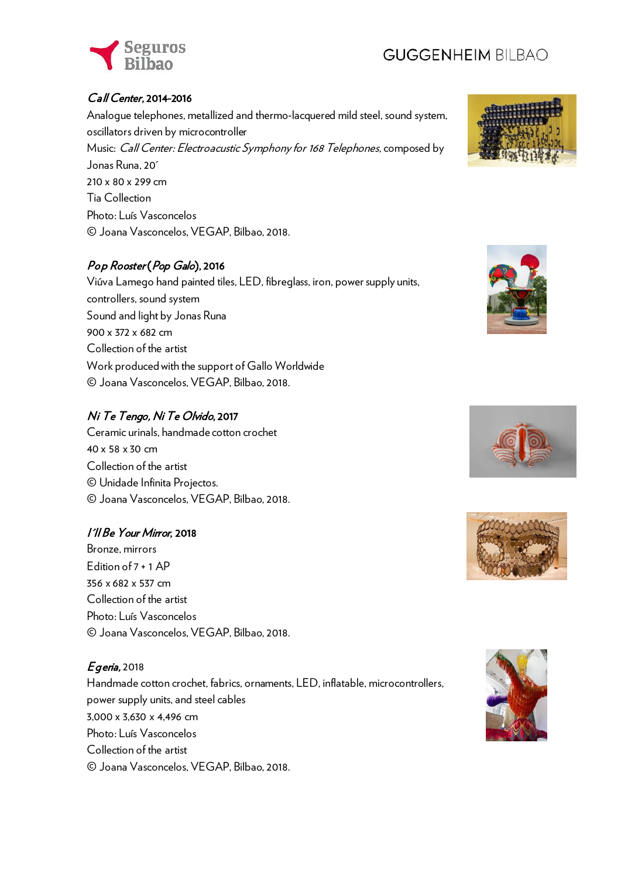*Call Center*, 2014-2016
Analogue telephones, metallized and thermo-lacquered mild steel, sound system, oscillators driven by microcontroller
Music: *Call Center: Electroacustic Symphony for 168 Telephones*, composed by Jonas Runa, 20´
210 x 80 x 299 cm
Tia Collection
Photo: Luís Vasconcelos
© Joana Vasconcelos, VEGAP, Bilbao, 2018.

*Pop Rooster* (*Pop Galo*), 2016
Viúva Lamego hand painted tiles, LED, fibreglass, iron, power supply units, controllers, sound system
Sound and light by Jonas Runa
900 x 372 x 682 cm
Collection of the artist
Work produced with the support of Gallo Worldwide
© Joana Vasconcelos, VEGAP, Bilbao, 2018.

*Ni Te Tengo, Ni Te Olvido*, 2017
Ceramic urinals, handmade cotton crochet
40 x 58 x 30 cm
Collection of the artist
© Unidade Infinita Projectos.
© Joana Vasconcelos, VEGAP, Bilbao, 2018.

*I'll Be Your Mirror*, 2018
Bronze, mirrors
Edition of 7 + 1 AP
356 x 682 x 537 cm
Collection of the artist
Photo: Luís Vasconcelos
© Joana Vasconcelos, VEGAP, Bilbao, 2018.

*Egeria*, 2018
Handmade cotton crochet, fabrics, ornaments, LED, inflatable, microcontrollers, power supply units, and steel cables
3,000 x 3,630 x 4,496 cm
Photo: Luís Vasconcelos
Collection of the artist
© Joana Vasconcelos, VEGAP, Bilbao, 2018.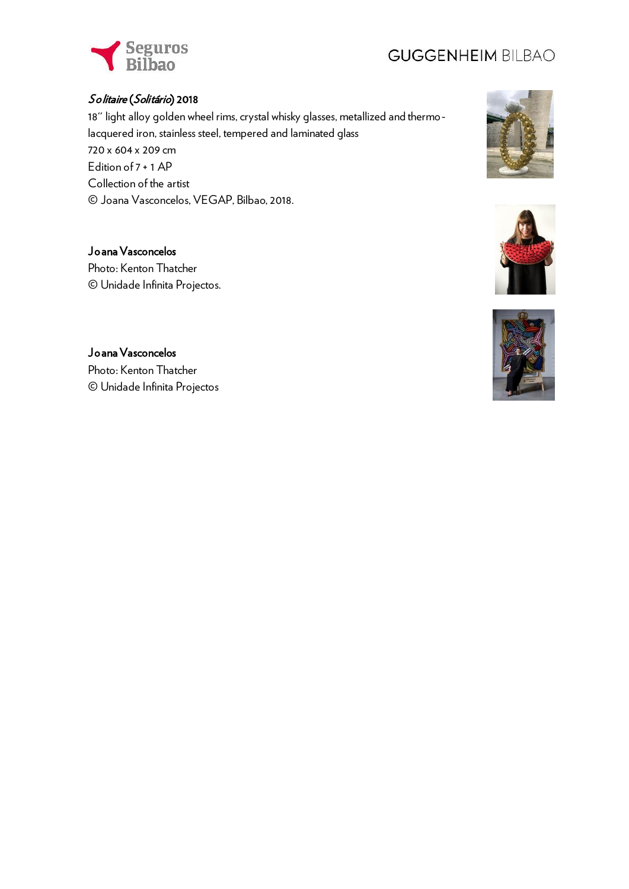***Solitaire* (*Solitário*) 2018**
18'' light alloy golden wheel rims, crystal whisky glasses, metallized and thermo-lacquered iron, stainless steel, tempered and laminated glass
720 x 604 x 209 cm
Edition of 7 + 1 AP
Collection of the artist
© Joana Vasconcelos, VEGAP, Bilbao, 2018.

**Joana Vasconcelos**
Photo: Kenton Thatcher
© Unidade Infinita Projectos.

**Joana Vasconcelos**
Photo: Kenton Thatcher
© Unidade Infinita Projectos